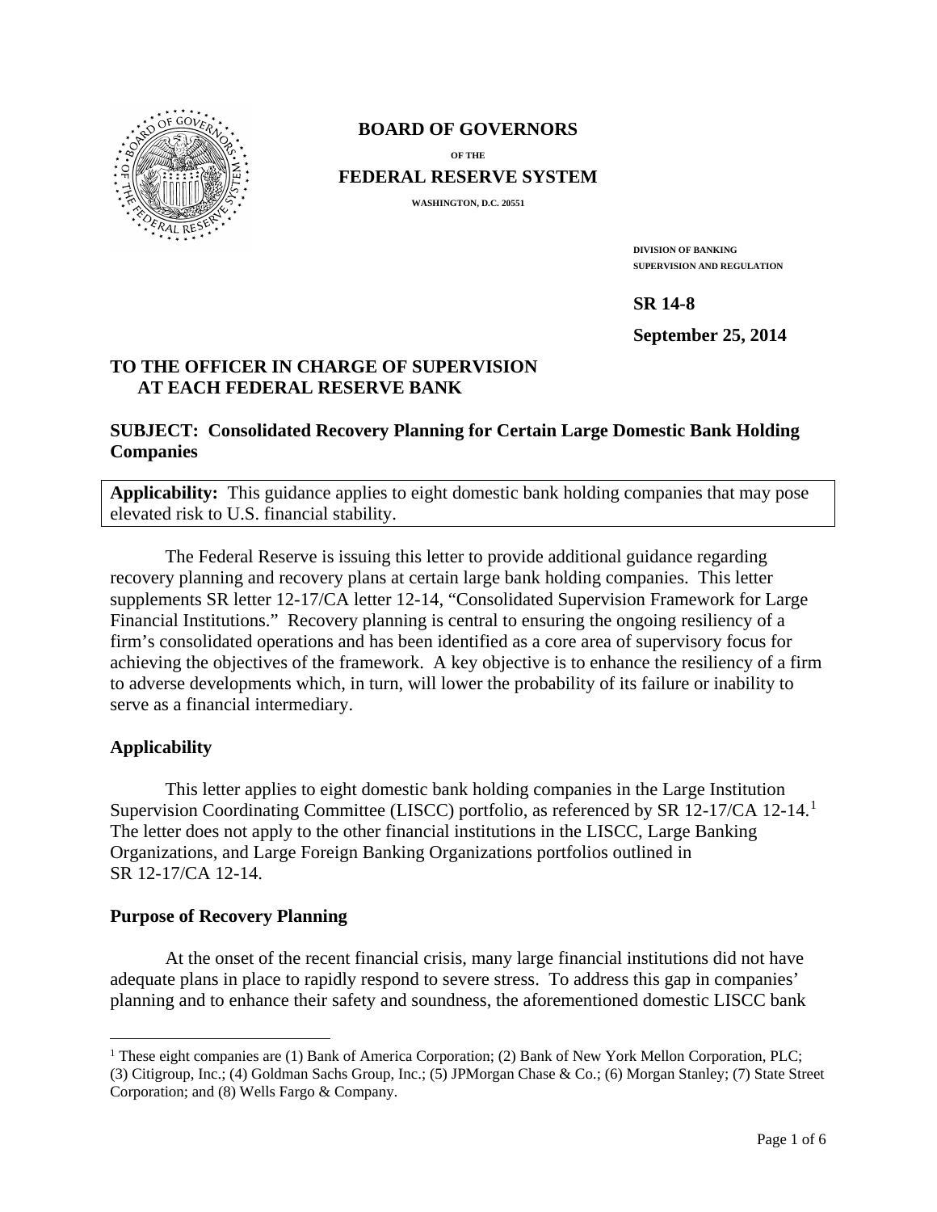**BOARD OF GOVERNORS**

**OF THE**

**FEDERAL RESERVE SYSTEM**

**WASHINGTON, D.C. 20551**

**DIVISION OF BANKING SUPERVISION AND REGULATION**

**SR 14-8**

**September 25, 2014**

**TO THE OFFICER IN CHARGE OF SUPERVISION AT EACH FEDERAL RESERVE BANK**

**SUBJECT: Consolidated Recovery Planning for Certain Large Domestic Bank Holding Companies**

**Applicability:** This guidance applies to eight domestic bank holding companies that may pose elevated risk to U.S. financial stability.

The Federal Reserve is issuing this letter to provide additional guidance regarding recovery planning and recovery plans at certain large bank holding companies. This letter supplements SR letter 12-17/CA letter 12-14, "Consolidated Supervision Framework for Large Financial Institutions." Recovery planning is central to ensuring the ongoing resiliency of a firm's consolidated operations and has been identified as a core area of supervisory focus for achieving the objectives of the framework. A key objective is to enhance the resiliency of a firm to adverse developments which, in turn, will lower the probability of its failure or inability to serve as a financial intermediary.

## Applicability

This letter applies to eight domestic bank holding companies in the Large Institution Supervision Coordinating Committee (LISCC) portfolio, as referenced by SR 12-17/CA 12-14.[1] The letter does not apply to the other financial institutions in the LISCC, Large Banking Organizations, and Large Foreign Banking Organizations portfolios outlined in SR 12-17/CA 12-14.

## Purpose of Recovery Planning

At the onset of the recent financial crisis, many large financial institutions did not have adequate plans in place to rapidly respond to severe stress. To address this gap in companies' planning and to enhance their safety and soundness, the aforementioned domestic LISCC bank

[1] These eight companies are (1) Bank of America Corporation; (2) Bank of New York Mellon Corporation, PLC; (3) Citigroup, Inc.; (4) Goldman Sachs Group, Inc.; (5) JPMorgan Chase & Co.; (6) Morgan Stanley; (7) State Street Corporation; and (8) Wells Fargo & Company.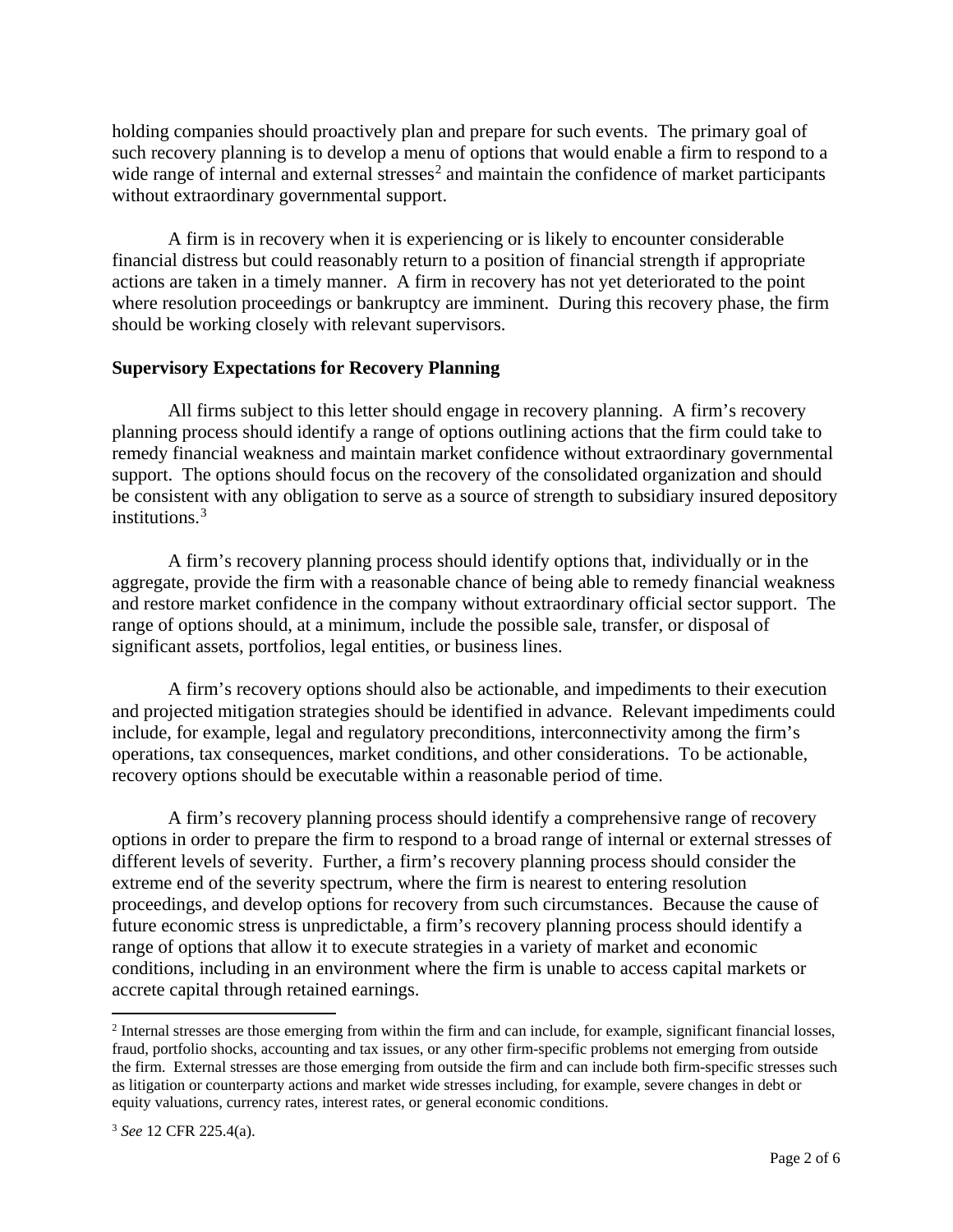holding companies should proactively plan and prepare for such events. The primary goal of such recovery planning is to develop a menu of options that would enable a firm to respond to a wide range of internal and external stresses[2] and maintain the confidence of market participants without extraordinary governmental support.

A firm is in recovery when it is experiencing or is likely to encounter considerable financial distress but could reasonably return to a position of financial strength if appropriate actions are taken in a timely manner. A firm in recovery has not yet deteriorated to the point where resolution proceedings or bankruptcy are imminent. During this recovery phase, the firm should be working closely with relevant supervisors.

**Supervisory Expectations for Recovery Planning**

All firms subject to this letter should engage in recovery planning. A firm's recovery planning process should identify a range of options outlining actions that the firm could take to remedy financial weakness and maintain market confidence without extraordinary governmental support. The options should focus on the recovery of the consolidated organization and should be consistent with any obligation to serve as a source of strength to subsidiary insured depository institutions.[3]

A firm's recovery planning process should identify options that, individually or in the aggregate, provide the firm with a reasonable chance of being able to remedy financial weakness and restore market confidence in the company without extraordinary official sector support. The range of options should, at a minimum, include the possible sale, transfer, or disposal of significant assets, portfolios, legal entities, or business lines.

A firm's recovery options should also be actionable, and impediments to their execution and projected mitigation strategies should be identified in advance. Relevant impediments could include, for example, legal and regulatory preconditions, interconnectivity among the firm's operations, tax consequences, market conditions, and other considerations. To be actionable, recovery options should be executable within a reasonable period of time.

A firm's recovery planning process should identify a comprehensive range of recovery options in order to prepare the firm to respond to a broad range of internal or external stresses of different levels of severity. Further, a firm's recovery planning process should consider the extreme end of the severity spectrum, where the firm is nearest to entering resolution proceedings, and develop options for recovery from such circumstances. Because the cause of future economic stress is unpredictable, a firm's recovery planning process should identify a range of options that allow it to execute strategies in a variety of market and economic conditions, including in an environment where the firm is unable to access capital markets or accrete capital through retained earnings.

[2] Internal stresses are those emerging from within the firm and can include, for example, significant financial losses, fraud, portfolio shocks, accounting and tax issues, or any other firm-specific problems not emerging from outside the firm. External stresses are those emerging from outside the firm and can include both firm-specific stresses such as litigation or counterparty actions and market wide stresses including, for example, severe changes in debt or equity valuations, currency rates, interest rates, or general economic conditions.

[3] *See* 12 CFR 225.4(a).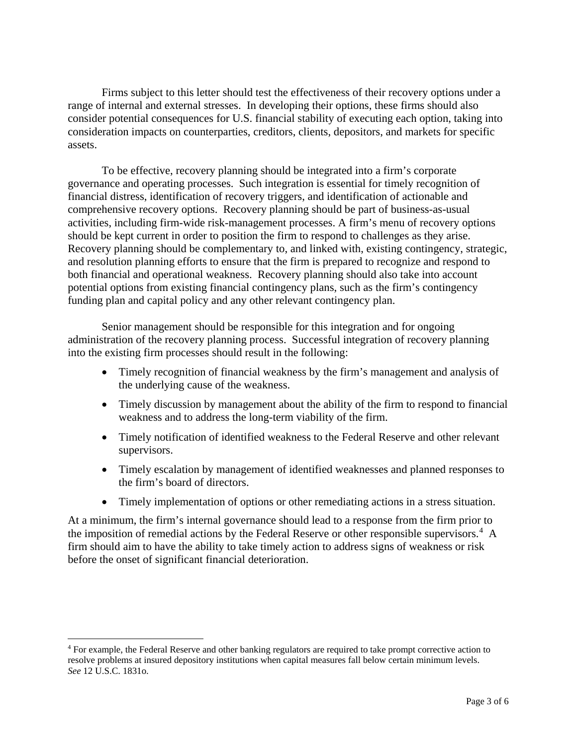Firms subject to this letter should test the effectiveness of their recovery options under a range of internal and external stresses. In developing their options, these firms should also consider potential consequences for U.S. financial stability of executing each option, taking into consideration impacts on counterparties, creditors, clients, depositors, and markets for specific assets.

To be effective, recovery planning should be integrated into a firm's corporate governance and operating processes. Such integration is essential for timely recognition of financial distress, identification of recovery triggers, and identification of actionable and comprehensive recovery options. Recovery planning should be part of business-as-usual activities, including firm-wide risk-management processes. A firm's menu of recovery options should be kept current in order to position the firm to respond to challenges as they arise. Recovery planning should be complementary to, and linked with, existing contingency, strategic, and resolution planning efforts to ensure that the firm is prepared to recognize and respond to both financial and operational weakness. Recovery planning should also take into account potential options from existing financial contingency plans, such as the firm's contingency funding plan and capital policy and any other relevant contingency plan.

Senior management should be responsible for this integration and for ongoing administration of the recovery planning process. Successful integration of recovery planning into the existing firm processes should result in the following:

- Timely recognition of financial weakness by the firm's management and analysis of the underlying cause of the weakness.
- Timely discussion by management about the ability of the firm to respond to financial weakness and to address the long-term viability of the firm.
- Timely notification of identified weakness to the Federal Reserve and other relevant supervisors.
- Timely escalation by management of identified weaknesses and planned responses to the firm's board of directors.
- Timely implementation of options or other remediating actions in a stress situation.

At a minimum, the firm's internal governance should lead to a response from the firm prior to the imposition of remedial actions by the Federal Reserve or other responsible supervisors.[4] A firm should aim to have the ability to take timely action to address signs of weakness or risk before the onset of significant financial deterioration.

[4] For example, the Federal Reserve and other banking regulators are required to take prompt corrective action to resolve problems at insured depository institutions when capital measures fall below certain minimum levels. *See* 12 U.S.C. 1831o.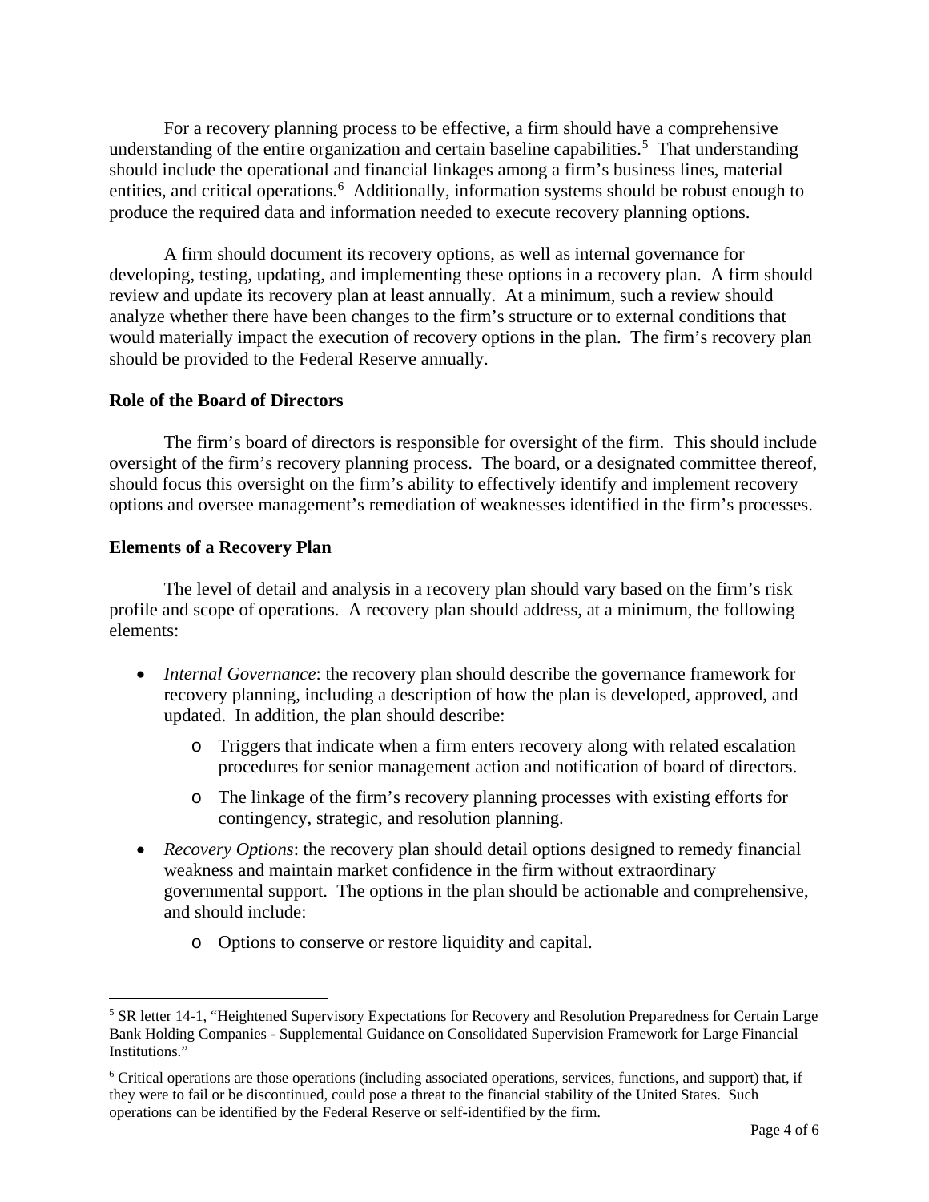For a recovery planning process to be effective, a firm should have a comprehensive understanding of the entire organization and certain baseline capabilities.[5] That understanding should include the operational and financial linkages among a firm's business lines, material entities, and critical operations.[6] Additionally, information systems should be robust enough to produce the required data and information needed to execute recovery planning options.

A firm should document its recovery options, as well as internal governance for developing, testing, updating, and implementing these options in a recovery plan. A firm should review and update its recovery plan at least annually. At a minimum, such a review should analyze whether there have been changes to the firm's structure or to external conditions that would materially impact the execution of recovery options in the plan. The firm's recovery plan should be provided to the Federal Reserve annually.

**Role of the Board of Directors**

The firm's board of directors is responsible for oversight of the firm. This should include oversight of the firm's recovery planning process. The board, or a designated committee thereof, should focus this oversight on the firm's ability to effectively identify and implement recovery options and oversee management's remediation of weaknesses identified in the firm's processes.

**Elements of a Recovery Plan**

The level of detail and analysis in a recovery plan should vary based on the firm's risk profile and scope of operations. A recovery plan should address, at a minimum, the following elements:

- *Internal Governance*: the recovery plan should describe the governance framework for recovery planning, including a description of how the plan is developed, approved, and updated. In addition, the plan should describe:
    - Triggers that indicate when a firm enters recovery along with related escalation procedures for senior management action and notification of board of directors.
    - The linkage of the firm's recovery planning processes with existing efforts for contingency, strategic, and resolution planning.
- *Recovery Options*: the recovery plan should detail options designed to remedy financial weakness and maintain market confidence in the firm without extraordinary governmental support. The options in the plan should be actionable and comprehensive, and should include:
    - Options to conserve or restore liquidity and capital.

[5] SR letter 14-1, "Heightened Supervisory Expectations for Recovery and Resolution Preparedness for Certain Large Bank Holding Companies - Supplemental Guidance on Consolidated Supervision Framework for Large Financial Institutions."

[6] Critical operations are those operations (including associated operations, services, functions, and support) that, if they were to fail or be discontinued, could pose a threat to the financial stability of the United States. Such operations can be identified by the Federal Reserve or self-identified by the firm.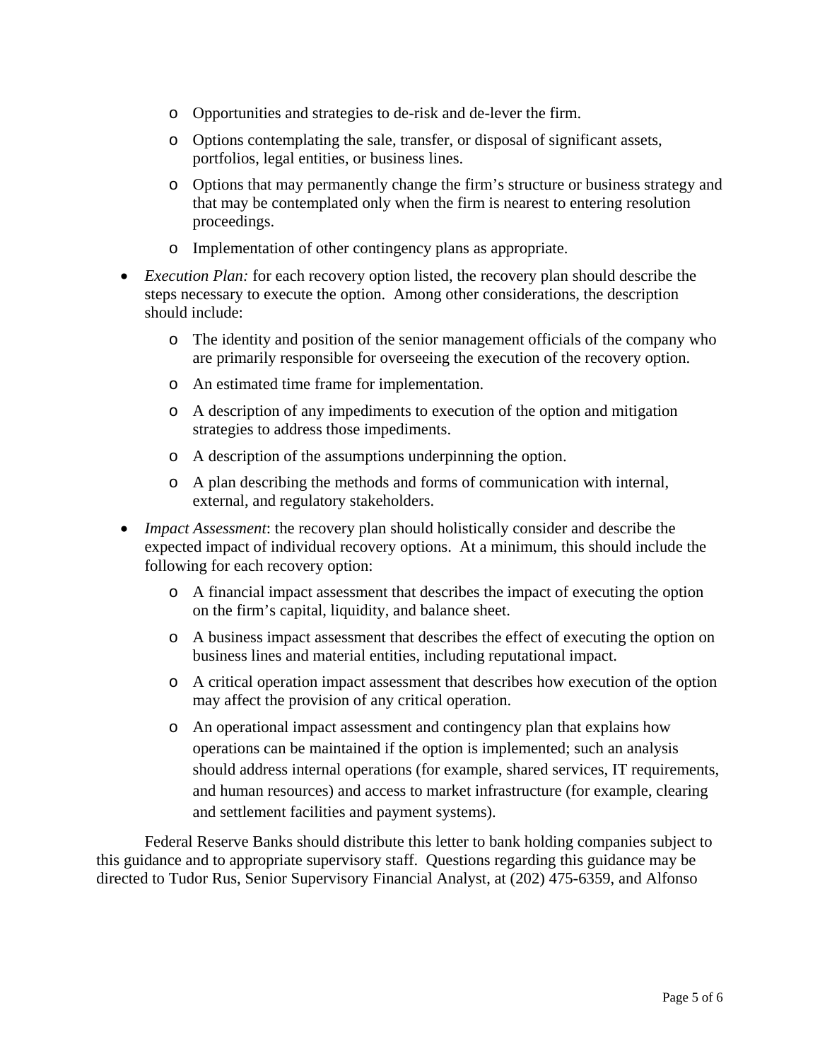- Opportunities and strategies to de-risk and de-lever the firm.
  - Options contemplating the sale, transfer, or disposal of significant assets, portfolios, legal entities, or business lines.
  - Options that may permanently change the firm's structure or business strategy and that may be contemplated only when the firm is nearest to entering resolution proceedings.
  - Implementation of other contingency plans as appropriate.

- *Execution Plan:* for each recovery option listed, the recovery plan should describe the steps necessary to execute the option. Among other considerations, the description should include:
  - The identity and position of the senior management officials of the company who are primarily responsible for overseeing the execution of the recovery option.
  - An estimated time frame for implementation.
  - A description of any impediments to execution of the option and mitigation strategies to address those impediments.
  - A description of the assumptions underpinning the option.
  - A plan describing the methods and forms of communication with internal, external, and regulatory stakeholders.

- *Impact Assessment*: the recovery plan should holistically consider and describe the expected impact of individual recovery options. At a minimum, this should include the following for each recovery option:
  - A financial impact assessment that describes the impact of executing the option on the firm's capital, liquidity, and balance sheet.
  - A business impact assessment that describes the effect of executing the option on business lines and material entities, including reputational impact.
  - A critical operation impact assessment that describes how execution of the option may affect the provision of any critical operation.
  - An operational impact assessment and contingency plan that explains how operations can be maintained if the option is implemented; such an analysis should address internal operations (for example, shared services, IT requirements, and human resources) and access to market infrastructure (for example, clearing and settlement facilities and payment systems).

Federal Reserve Banks should distribute this letter to bank holding companies subject to this guidance and to appropriate supervisory staff. Questions regarding this guidance may be directed to Tudor Rus, Senior Supervisory Financial Analyst, at (202) 475-6359, and Alfonso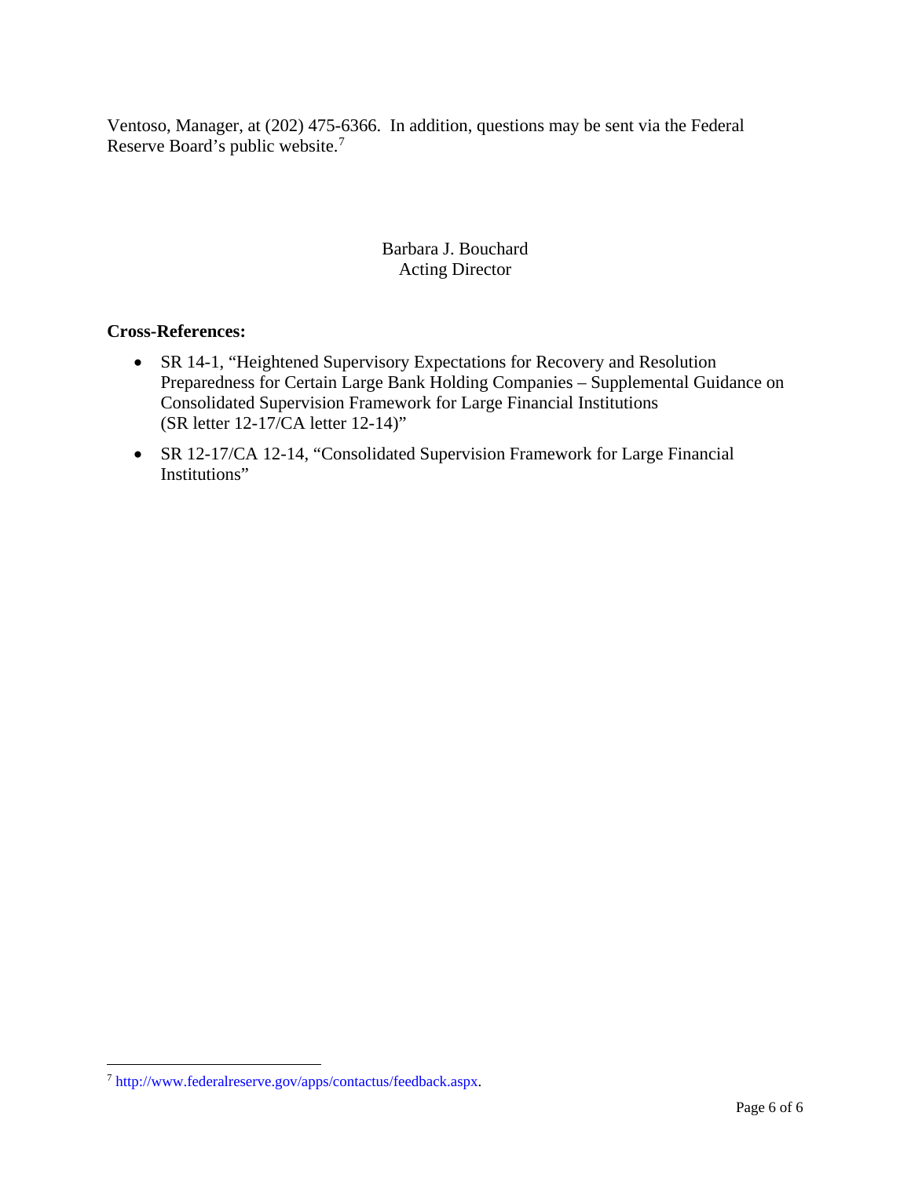Ventoso, Manager, at (202) 475-6366. In addition, questions may be sent via the Federal Reserve Board's public website.[7]

Barbara J. Bouchard
Acting Director

**Cross-References:**

- SR 14-1, "Heightened Supervisory Expectations for Recovery and Resolution Preparedness for Certain Large Bank Holding Companies – Supplemental Guidance on Consolidated Supervision Framework for Large Financial Institutions (SR letter 12-17/CA letter 12-14)"
- SR 12-17/CA 12-14, "Consolidated Supervision Framework for Large Financial Institutions"

[7] http://www.federalreserve.gov/apps/contactus/feedback.aspx.